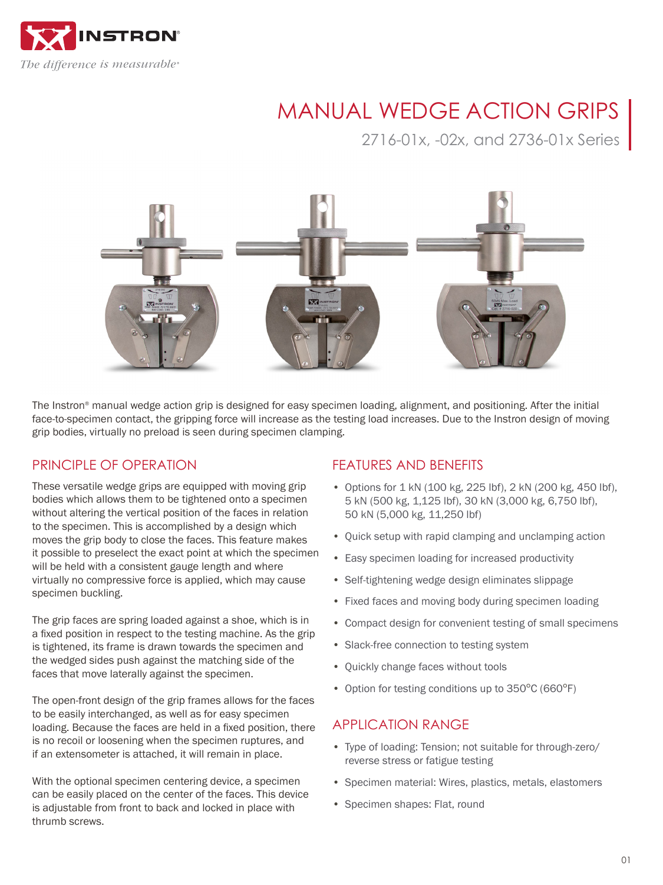# MANUAL WEDGE ACTION GRIPS

## 2716-01x, -02x, and 2736-01x Series

The Instron® manual wedge action grip is designed for easy specimen loading, alignment, and positioning. After the initial face-to-specimen contact, the gripping force will increase as the testing load increases. Due to the Instron design of moving grip bodies, virtually no preload is seen during specimen clamping.

## PRINCIPLE OF OPERATION

These versatile wedge grips are equipped with moving grip bodies which allows them to be tightened onto a specimen without altering the vertical position of the faces in relation to the specimen. This is accomplished by a design which moves the grip body to close the faces. This feature makes it possible to preselect the exact point at which the specimen will be held with a consistent gauge length and where virtually no compressive force is applied, which may cause specimen buckling.

The grip faces are spring loaded against a shoe, which is in a fixed position in respect to the testing machine. As the grip is tightened, its frame is drawn towards the specimen and the wedged sides push against the matching side of the faces that move laterally against the specimen.

The open-front design of the grip frames allows for the faces to be easily interchanged, as well as for easy specimen loading. Because the faces are held in a fixed position, there is no recoil or loosening when the specimen ruptures, and if an extensometer is attached, it will remain in place.

With the optional specimen centering device, a specimen can be easily placed on the center of the faces. This device is adjustable from front to back and locked in place with thrumb screws.

## FEATURES AND BENEFITS

- Options for 1 kN (100 kg, 225 lbf), 2 kN (200 kg, 450 lbf), 5 kN (500 kg, 1,125 lbf), 30 kN (3,000 kg, 6,750 lbf), 50 kN (5,000 kg, 11,250 lbf)
- Quick setup with rapid clamping and unclamping action
- Easy specimen loading for increased productivity
- Self-tightening wedge design eliminates slippage
- Fixed faces and moving body during specimen loading
- Compact design for convenient testing of small specimens
- Slack-free connection to testing system
- Quickly change faces without tools
- Option for testing conditions up to 350°C (660°F)

## APPLICATION RANGE

- Type of loading: Tension; not suitable for through-zero/ reverse stress or fatigue testing
- Specimen material: Wires, plastics, metals, elastomers
- Specimen shapes: Flat, round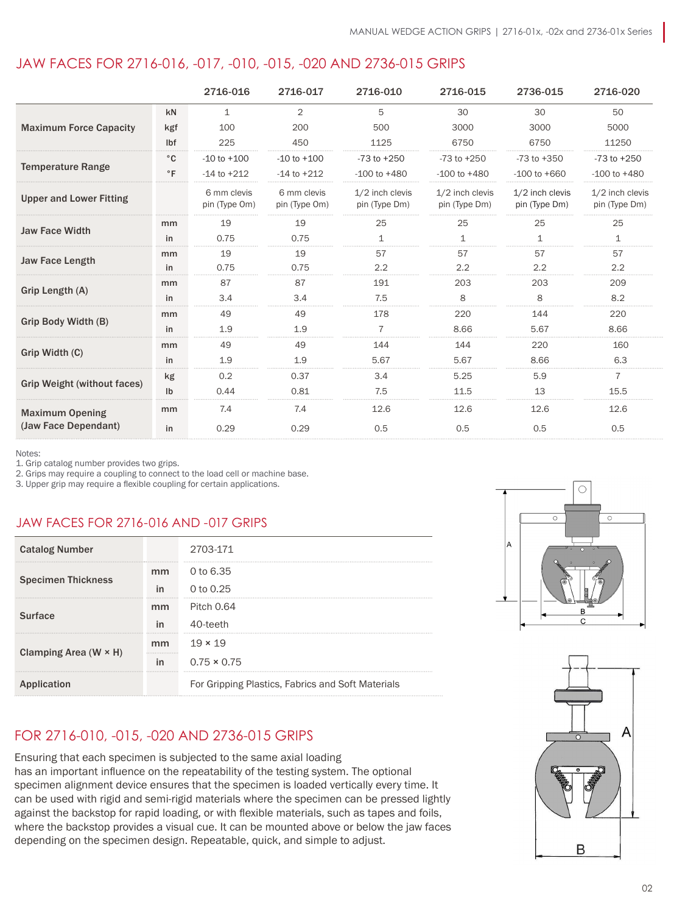## JAW FACES FOR 2716-016, -017, -010, -015, -020 AND 2736-015 GRIPS

| | | 2716-016 | 2716-017 | 2716-010 | 2716-015 | 2736-015 | 2716-020 |
|---|---|---|---|---|---|---|---|
| **Maximum Force Capacity** | kN | 1 | 2 | 5 | 30 | 30 | 50 |
| | kgf | 100 | 200 | 500 | 3000 | 3000 | 5000 |
| | lbf | 225 | 450 | 1125 | 6750 | 6750 | 11250 |
| **Temperature Range** | °C | -10 to +100 | -10 to +100 | -73 to +250 | -73 to +250 | -73 to +350 | -73 to +250 |
| | °F | -14 to +212 | -14 to +212 | -100 to +480 | -100 to +480 | -100 to +660 | -100 to +480 |
| **Upper and Lower Fitting** | | 6 mm clevis pin (Type Om) | 6 mm clevis pin (Type Om) | 1/2 inch clevis pin (Type Dm) | 1/2 inch clevis pin (Type Dm) | 1/2 inch clevis pin (Type Dm) | 1/2 inch clevis pin (Type Dm) |
| **Jaw Face Width** | mm | 19 | 19 | 25 | 25 | 25 | 25 |
| | in | 0.75 | 0.75 | 1 | 1 | 1 | 1 |
| **Jaw Face Length** | mm | 19 | 19 | 57 | 57 | 57 | 57 |
| | in | 0.75 | 0.75 | 2.2 | 2.2 | 2.2 | 2.2 |
| **Grip Length (A)** | mm | 87 | 87 | 191 | 203 | 203 | 209 |
| | in | 3.4 | 3.4 | 7.5 | 8 | 8 | 8.2 |
| **Grip Body Width (B)** | mm | 49 | 49 | 178 | 220 | 144 | 220 |
| | in | 1.9 | 1.9 | 7 | 8.66 | 5.67 | 8.66 |
| **Grip Width (C)** | mm | 49 | 49 | 144 | 144 | 220 | 160 |
| | in | 1.9 | 1.9 | 5.67 | 5.67 | 8.66 | 6.3 |
| **Grip Weight (without faces)** | kg | 0.2 | 0.37 | 3.4 | 5.25 | 5.9 | 7 |
| | lb | 0.44 | 0.81 | 7.5 | 11.5 | 13 | 15.5 |
| **Maximum Opening (Jaw Face Dependant)** | mm | 7.4 | 7.4 | 12.6 | 12.6 | 12.6 | 12.6 |
| | in | 0.29 | 0.29 | 0.5 | 0.5 | 0.5 | 0.5 |

Notes:
1. Grip catalog number provides two grips.
2. Grips may require a coupling to connect to the load cell or machine base.
3. Upper grip may require a flexible coupling for certain applications.

## JAW FACES FOR 2716-016 AND -017 GRIPS

| **Catalog Number** | | 2703-171 |
|---|---|---|
| **Specimen Thickness** | mm | 0 to 6.35 |
| | in | 0 to 0.25 |
| **Surface** | mm | Pitch 0.64 |
| | in | 40-teeth |
| **Clamping Area (W × H)** | mm | 19 × 19 |
| | in | 0.75 × 0.75 |
| **Application** | | For Gripping Plastics, Fabrics and Soft Materials |

## FOR 2716-010, -015, -020 AND 2736-015 GRIPS

Ensuring that each specimen is subjected to the same axial loading has an important influence on the repeatability of the testing system. The optional specimen alignment device ensures that the specimen is loaded vertically every time. It can be used with rigid and semi-rigid materials where the specimen can be pressed lightly against the backstop for rapid loading, or with flexible materials, such as tapes and foils, where the backstop provides a visual cue. It can be mounted above or below the jaw faces depending on the specimen design. Repeatable, quick, and simple to adjust.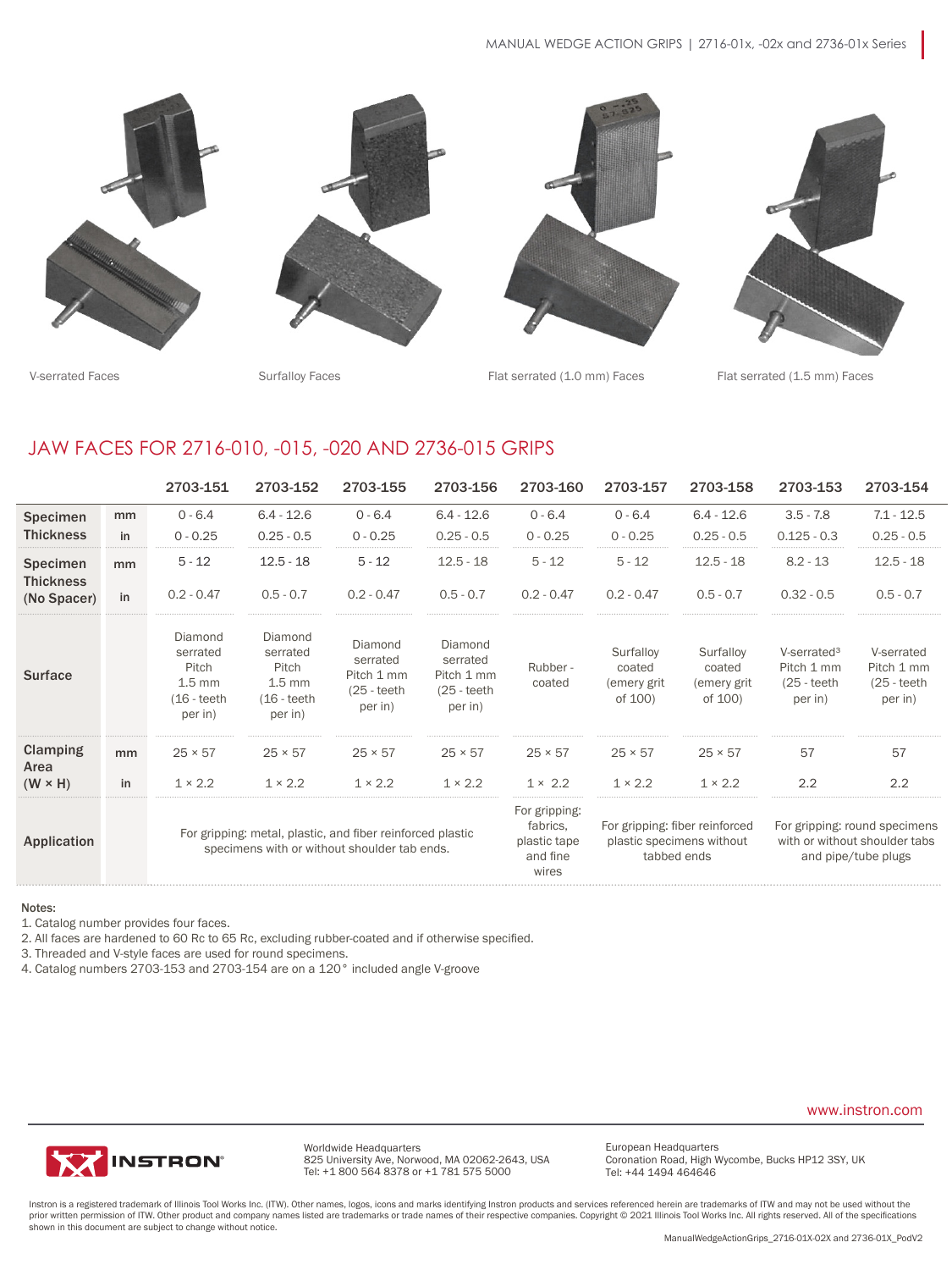V-serrated Faces

Surfalloy Faces

Flat serrated (1.0 mm) Faces

Flat serrated (1.5 mm) Faces

## JAW FACES FOR 2716-010, -015, -020 AND 2736-015 GRIPS

| | | 2703-151 | 2703-152 | 2703-155 | 2703-156 | 2703-160 | 2703-157 | 2703-158 | 2703-153 | 2703-154 |
|---|---|---|---|---|---|---|---|---|---|---|
| **Specimen Thickness** | mm | 0 - 6.4 | 6.4 - 12.6 | 0 - 6.4 | 6.4 - 12.6 | 0 - 6.4 | 0 - 6.4 | 6.4 - 12.6 | 3.5 - 7.8 | 7.1 - 12.5 |
| | in | 0 - 0.25 | 0.25 - 0.5 | 0 - 0.25 | 0.25 - 0.5 | 0 - 0.25 | 0 - 0.25 | 0.25 - 0.5 | 0.125 - 0.3 | 0.25 - 0.5 |
| **Specimen Thickness (No Spacer)** | mm | 5 - 12 | 12.5 - 18 | 5 - 12 | 12.5 - 18 | 5 - 12 | 5 - 12 | 12.5 - 18 | 8.2 - 13 | 12.5 - 18 |
| | in | 0.2 - 0.47 | 0.5 - 0.7 | 0.2 - 0.47 | 0.5 - 0.7 | 0.2 - 0.47 | 0.2 - 0.47 | 0.5 - 0.7 | 0.32 - 0.5 | 0.5 - 0.7 |
| **Surface** | | Diamond serrated Pitch 1.5 mm (16 - teeth per in) | Diamond serrated Pitch 1.5 mm (16 - teeth per in) | Diamond serrated Pitch 1 mm (25 - teeth per in) | Diamond serrated Pitch 1 mm (25 - teeth per in) | Rubber - coated | Surfalloy coated (emery grit of 100) | Surfalloy coated (emery grit of 100) | V-serrated[3] Pitch 1 mm (25 - teeth per in) | V-serrated Pitch 1 mm (25 - teeth per in) |
| **Clamping Area (W × H)** | mm | 25 × 57 | 25 × 57 | 25 × 57 | 25 × 57 | 25 × 57 | 25 × 57 | 25 × 57 | 57 | 57 |
| | in | 1 × 2.2 | 1 × 2.2 | 1 × 2.2 | 1 × 2.2 | 1 × 2.2 | 1 × 2.2 | 1 × 2.2 | 2.2 | 2.2 |
| **Application** | | For gripping: metal, plastic, and fiber reinforced plastic specimens with or without shoulder tab ends. | | | | For gripping: fabrics, plastic tape and fine wires | For gripping: fiber reinforced plastic specimens without tabbed ends | | For gripping: round specimens with or without shoulder tabs and pipe/tube plugs | |

**Notes:**

1. Catalog number provides four faces.
2. All faces are hardened to 60 Rc to 65 Rc, excluding rubber-coated and if otherwise specified.
3. Threaded and V-style faces are used for round specimens.
4. Catalog numbers 2703-153 and 2703-154 are on a 120° included angle V-groove

www.instron.com

Worldwide Headquarters
825 University Ave, Norwood, MA 02062-2643, USA
Tel: +1 800 564 8378 or +1 781 575 5000

European Headquarters
Coronation Road, High Wycombe, Bucks HP12 3SY, UK
Tel: +44 1494 464646

Instron is a registered trademark of Illinois Tool Works Inc. (ITW). Other names, logos, icons and marks identifying Instron products and services referenced herein are trademarks of ITW and may not be used without the prior written permission of ITW. Other product and company names listed are trademarks or trade names of their respective companies. Copyright © 2021 Illinois Tool Works Inc. All rights reserved. All of the specifications shown in this document are subject to change without notice.

ManualWedgeActionGrips_2716-01X-02X and 2736-01X_PodV2